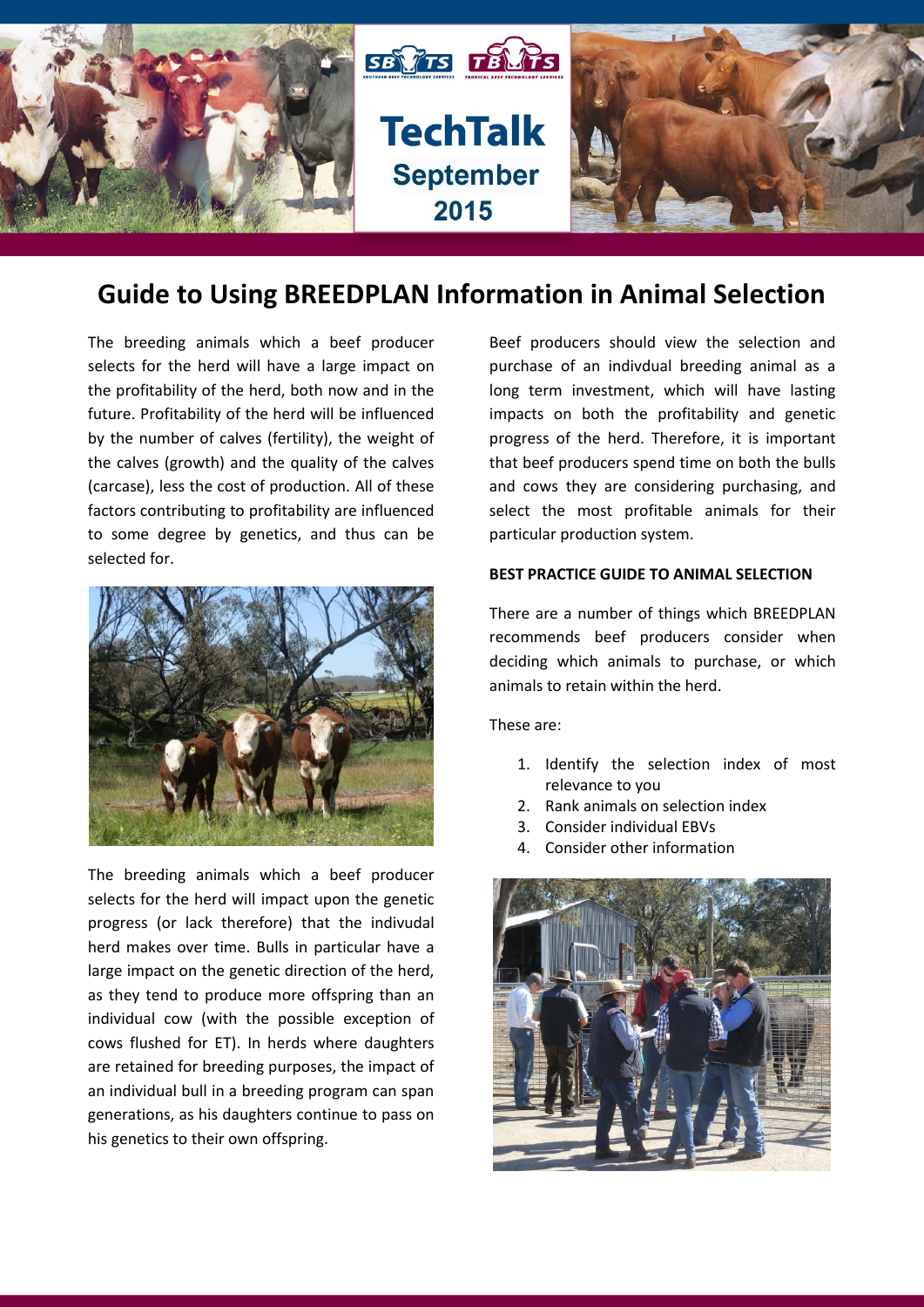# Guide to Using BREEDPLAN Information in Animal Selection

The breeding animals which a beef producer selects for the herd will have a large impact on the profitability of the herd, both now and in the future. Profitability of the herd will be influenced by the number of calves (fertility), the weight of the calves (growth) and the quality of the calves (carcase), less the cost of production. All of these factors contributing to profitability are influenced to some degree by genetics, and thus can be selected for.

The breeding animals which a beef producer selects for the herd will impact upon the genetic progress (or lack therefore) that the indivudal herd makes over time. Bulls in particular have a large impact on the genetic direction of the herd, as they tend to produce more offspring than an individual cow (with the possible exception of cows flushed for ET). In herds where daughters are retained for breeding purposes, the impact of an individual bull in a breeding program can span generations, as his daughters continue to pass on his genetics to their own offspring.

Beef producers should view the selection and purchase of an indivdual breeding animal as a long term investment, which will have lasting impacts on both the profitability and genetic progress of the herd. Therefore, it is important that beef producers spend time on both the bulls and cows they are considering purchasing, and select the most profitable animals for their particular production system.

**BEST PRACTICE GUIDE TO ANIMAL SELECTION**

There are a number of things which BREEDPLAN recommends beef producers consider when deciding which animals to purchase, or which animals to retain within the herd.

These are:

1. Identify the selection index of most relevance to you
2. Rank animals on selection index
3. Consider individual EBVs
4. Consider other information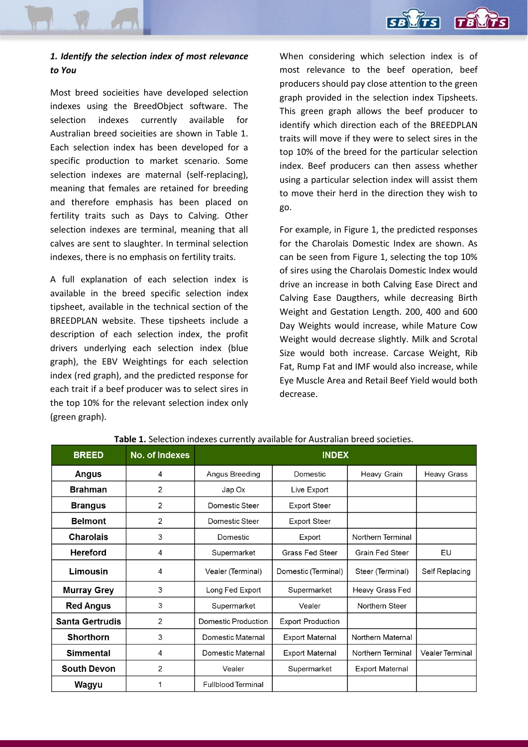### *1. Identify the selection index of most relevance to You*

Most breed socieities have developed selection indexes using the BreedObject software. The selection indexes currently available for Australian breed socieities are shown in Table 1. Each selection index has been developed for a specific production to market scenario. Some selection indexes are maternal (self-replacing), meaning that females are retained for breeding and therefore emphasis has been placed on fertility traits such as Days to Calving. Other selection indexes are terminal, meaning that all calves are sent to slaughter. In terminal selection indexes, there is no emphasis on fertility traits.

A full explanation of each selection index is available in the breed specific selection index tipsheet, available in the technical section of the BREEDPLAN website. These tipsheets include a description of each selection index, the profit drivers underlying each selection index (blue graph), the EBV Weightings for each selection index (red graph), and the predicted response for each trait if a beef producer was to select sires in the top 10% for the relevant selection index only (green graph).

When considering which selection index is of most relevance to the beef operation, beef producers should pay close attention to the green graph provided in the selection index Tipsheets. This green graph allows the beef producer to identify which direction each of the BREEDPLAN traits will move if they were to select sires in the top 10% of the breed for the particular selection index. Beef producers can then assess whether using a particular selection index will assist them to move their herd in the direction they wish to go.

For example, in Figure 1, the predicted responses for the Charolais Domestic Index are shown. As can be seen from Figure 1, selecting the top 10% of sires using the Charolais Domestic Index would drive an increase in both Calving Ease Direct and Calving Ease Daugthers, while decreasing Birth Weight and Gestation Length. 200, 400 and 600 Day Weights would increase, while Mature Cow Weight would decrease slightly. Milk and Scrotal Size would both increase. Carcase Weight, Rib Fat, Rump Fat and IMF would also increase, while Eye Muscle Area and Retail Beef Yield would both decrease.

**Table 1.** Selection indexes currently available for Australian breed societies.

| BREED | No. of Indexes | INDEX | | | |
|---|---|---|---|---|---|
| Angus | 4 | Angus Breeding | Domestic | Heavy Grain | Heavy Grass |
| Brahman | 2 | Jap Ox | Live Export | | |
| Brangus | 2 | Domestic Steer | Export Steer | | |
| Belmont | 2 | Domestic Steer | Export Steer | | |
| Charolais | 3 | Domestic | Export | Northern Terminal | |
| Hereford | 4 | Supermarket | Grass Fed Steer | Grain Fed Steer | EU |
| Limousin | 4 | Vealer (Terminal) | Domestic (Terminal) | Steer (Terminal) | Self Replacing |
| Murray Grey | 3 | Long Fed Export | Supermarket | Heavy Grass Fed | |
| Red Angus | 3 | Supermarket | Vealer | Northern Steer | |
| Santa Gertrudis | 2 | Domestic Production | Export Production | | |
| Shorthorn | 3 | Domestic Maternal | Export Maternal | Northern Maternal | |
| Simmental | 4 | Domestic Maternal | Export Maternal | Northern Terminal | Vealer Terminal |
| South Devon | 2 | Vealer | Supermarket | Export Maternal | |
| Wagyu | 1 | Fullblood Terminal | | | |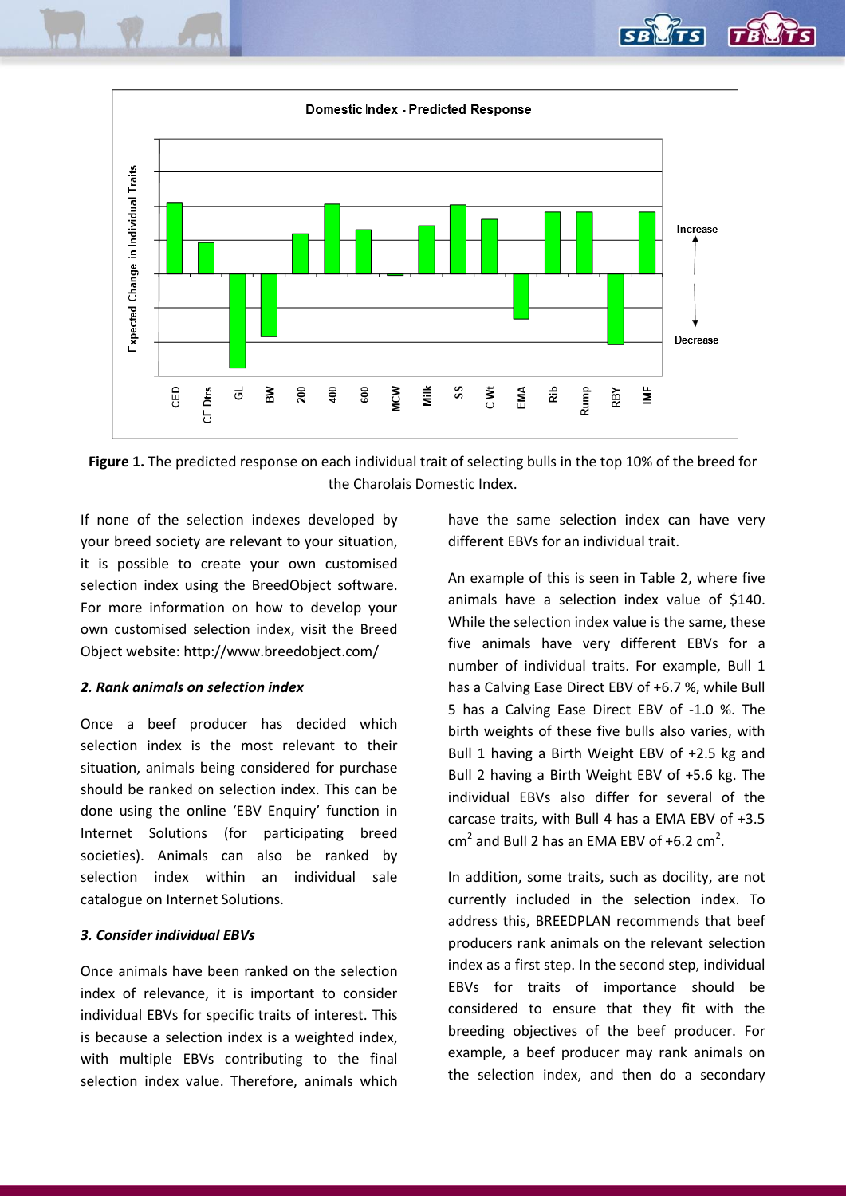Domestic Index - Predicted Response

Expected Change in Individual Traits

Increase

Decrease

CED
CE Dtrs
GL
BW
200
400
600
MCW
Milk
SS
C Wt
EMA
Rib
Rump
RBY
IMF

**Figure 1.** The predicted response on each individual trait of selecting bulls in the top 10% of the breed for the Charolais Domestic Index.

If none of the selection indexes developed by your breed society are relevant to your situation, it is possible to create your own customised selection index using the BreedObject software. For more information on how to develop your own customised selection index, visit the Breed Object website: http://www.breedobject.com/

### *2. Rank animals on selection index*

Once a beef producer has decided which selection index is the most relevant to their situation, animals being considered for purchase should be ranked on selection index. This can be done using the online 'EBV Enquiry' function in Internet Solutions (for participating breed societies). Animals can also be ranked by selection index within an individual sale catalogue on Internet Solutions.

### *3. Consider individual EBVs*

Once animals have been ranked on the selection index of relevance, it is important to consider individual EBVs for specific traits of interest. This is because a selection index is a weighted index, with multiple EBVs contributing to the final selection index value. Therefore, animals which have the same selection index can have very different EBVs for an individual trait.

An example of this is seen in Table 2, where five animals have a selection index value of $140. While the selection index value is the same, these five animals have very different EBVs for a number of individual traits. For example, Bull 1 has a Calving Ease Direct EBV of +6.7 %, while Bull 5 has a Calving Ease Direct EBV of -1.0 %. The birth weights of these five bulls also varies, with Bull 1 having a Birth Weight EBV of +2.5 kg and Bull 2 having a Birth Weight EBV of +5.6 kg. The individual EBVs also differ for several of the carcase traits, with Bull 4 has a EMA EBV of +3.5 $cm^2$ and Bull 2 has an EMA EBV of +6.2 $cm^2$.

In addition, some traits, such as docility, are not currently included in the selection index. To address this, BREEDPLAN recommends that beef producers rank animals on the relevant selection index as a first step. In the second step, individual EBVs for traits of importance should be considered to ensure that they fit with the breeding objectives of the beef producer. For example, a beef producer may rank animals on the selection index, and then do a secondary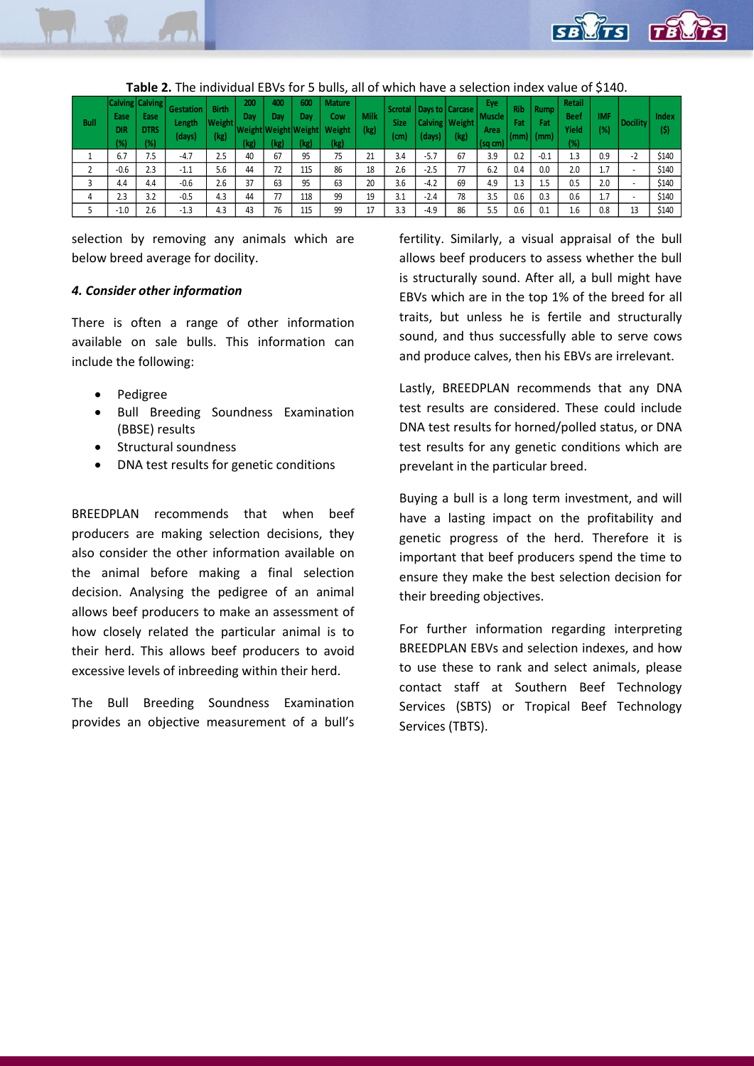**Table 2.** The individual EBVs for 5 bulls, all of which have a selection index value of $140.

| Bull | Calving Ease DIR (%) | Calving Ease DTRS (%) | Gestation Length (days) | Birth Weight (kg) | 200 Day Weight (kg) | 400 Day Weight (kg) | 600 Day Weight (kg) | Mature Cow Weight (kg) | Milk (kg) | Scrotal Size (cm) | Days to Calving (days) | Carcase Weight (kg) | Eye Muscle Area (sq cm) | Rib Fat (mm) | Rump Fat (mm) | Retail Beef Yield (%) | IMF (%) | Docility | Index ($) |
|---|---|---|---|---|---|---|---|---|---|---|---|---|---|---|---|---|---|---|---|
| 1 | 6.7 | 7.5 | -4.7 | 2.5 | 40 | 67 | 95 | 75 | 21 | 3.4 | -5.7 | 67 | 3.9 | 0.2 | -0.1 | 1.3 | 0.9 | -2 | $140 |
| 2 | -0.6 | 2.3 | -1.1 | 5.6 | 44 | 72 | 115 | 86 | 18 | 2.6 | -2.5 | 77 | 6.2 | 0.4 | 0.0 | 2.0 | 1.7 | - | $140 |
| 3 | 4.4 | 4.4 | -0.6 | 2.6 | 37 | 63 | 95 | 63 | 20 | 3.6 | -4.2 | 69 | 4.9 | 1.3 | 1.5 | 0.5 | 2.0 | - | $140 |
| 4 | 2.3 | 3.2 | -0.5 | 4.3 | 44 | 77 | 118 | 99 | 19 | 3.1 | -2.4 | 78 | 3.5 | 0.6 | 0.3 | 0.6 | 1.7 | - | $140 |
| 5 | -1.0 | 2.6 | -1.3 | 4.3 | 43 | 76 | 115 | 99 | 17 | 3.3 | -4.9 | 86 | 5.5 | 0.6 | 0.1 | 1.6 | 0.8 | 13 | $140 |

selection by removing any animals which are below breed average for docility.

#### *4. Consider other information*

There is often a range of other information available on sale bulls. This information can include the following:

- Pedigree
- Bull Breeding Soundness Examination (BBSE) results
- Structural soundness
- DNA test results for genetic conditions

BREEDPLAN recommends that when beef producers are making selection decisions, they also consider the other information available on the animal before making a final selection decision. Analysing the pedigree of an animal allows beef producers to make an assessment of how closely related the particular animal is to their herd. This allows beef producers to avoid excessive levels of inbreeding within their herd.

The Bull Breeding Soundness Examination provides an objective measurement of a bull's fertility. Similarly, a visual appraisal of the bull allows beef producers to assess whether the bull is structurally sound. After all, a bull might have EBVs which are in the top 1% of the breed for all traits, but unless he is fertile and structurally sound, and thus successfully able to serve cows and produce calves, then his EBVs are irrelevant.

Lastly, BREEDPLAN recommends that any DNA test results are considered. These could include DNA test results for horned/polled status, or DNA test results for any genetic conditions which are prevelant in the particular breed.

Buying a bull is a long term investment, and will have a lasting impact on the profitability and genetic progress of the herd. Therefore it is important that beef producers spend the time to ensure they make the best selection decision for their breeding objectives.

For further information regarding interpreting BREEDPLAN EBVs and selection indexes, and how to use these to rank and select animals, please contact staff at Southern Beef Technology Services (SBTS) or Tropical Beef Technology Services (TBTS).